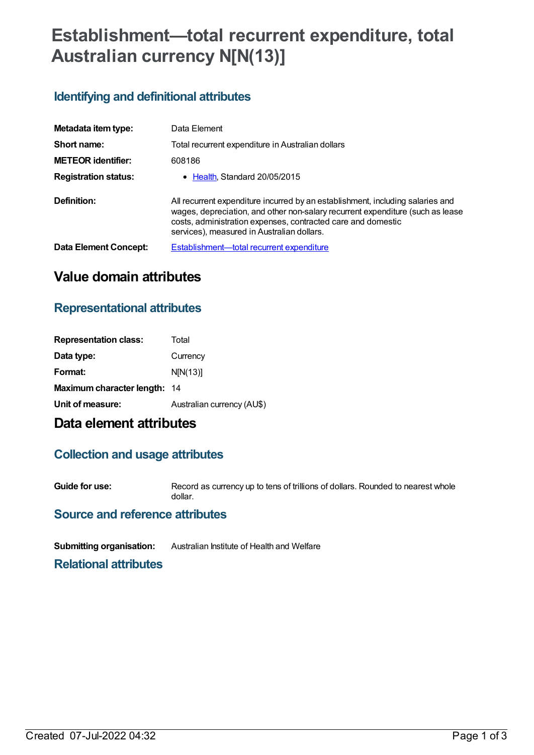# Establishment—total recurrent expenditure, total Australian currency N[N(13)]

## Identifying and definitional attributes

| | |
|---|---|
| **Metadata item type:** | Data Element |
| **Short name:** | Total recurrent expenditure in Australian dollars |
| **METEOR identifier:** | 608186 |
| **Registration status:** | • Health, Standard 20/05/2015 |
| **Definition:** | All recurrent expenditure incurred by an establishment, including salaries and wages, depreciation, and other non-salary recurrent expenditure (such as lease costs, administration expenses, contracted care and domestic services), measured in Australian dollars. |
| **Data Element Concept:** | Establishment—total recurrent expenditure |

# Value domain attributes

## Representational attributes

| | |
|---|---|
| **Representation class:** | Total |
| **Data type:** | Currency |
| **Format:** | N[N(13)] |
| **Maximum character length:** | 14 |
| **Unit of measure:** | Australian currency (AU$) |

# Data element attributes

## Collection and usage attributes

| | |
|---|---|
| **Guide for use:** | Record as currency up to tens of trillions of dollars. Rounded to nearest whole dollar. |

## Source and reference attributes

| | |
|---|---|
| **Submitting organisation:** | Australian Institute of Health and Welfare |

## Relational attributes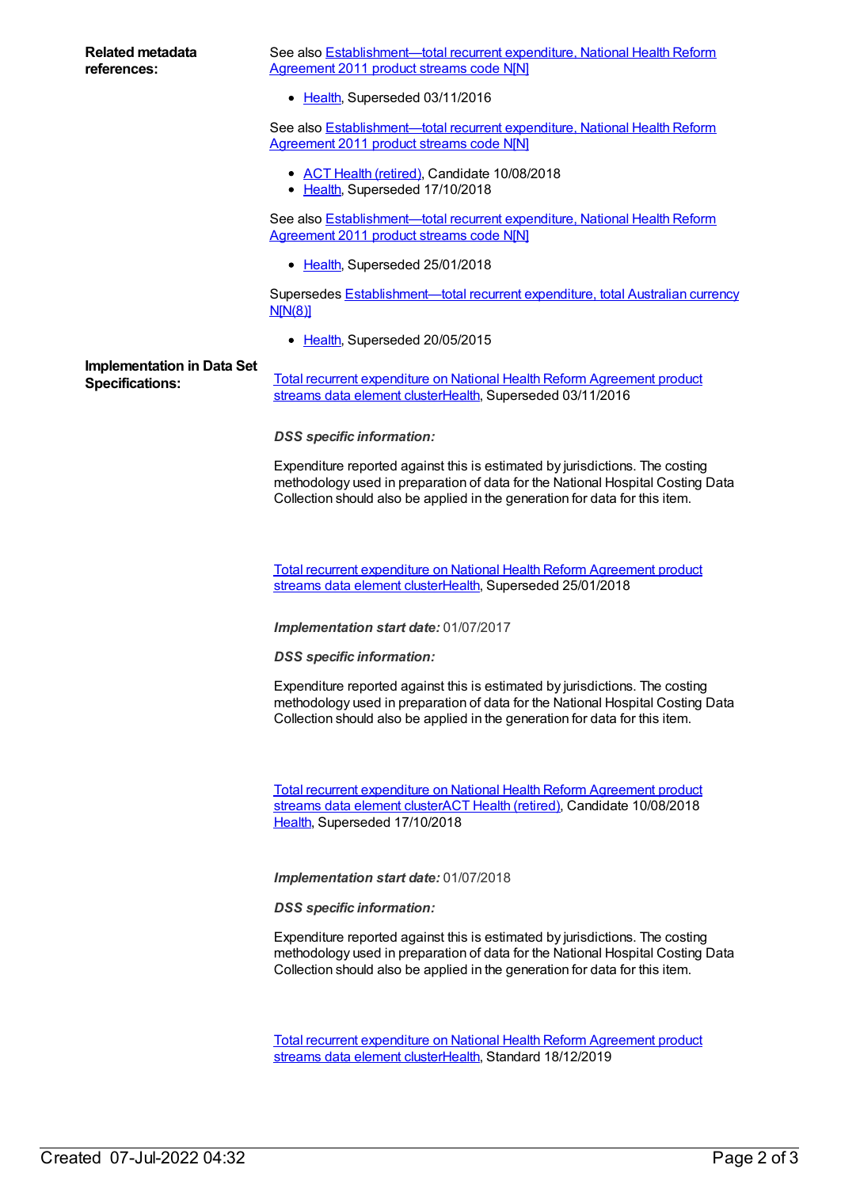**Related metadata references:**

See also Establishment—total recurrent expenditure, National Health Reform Agreement 2011 product streams code N[N]

- Health, Superseded 03/11/2016

See also Establishment—total recurrent expenditure, National Health Reform Agreement 2011 product streams code N[N]

- ACT Health (retired), Candidate 10/08/2018
- Health, Superseded 17/10/2018

See also Establishment—total recurrent expenditure, National Health Reform Agreement 2011 product streams code N[N]

- Health, Superseded 25/01/2018

Supersedes Establishment—total recurrent expenditure, total Australian currency N[N(8)]

- Health, Superseded 20/05/2015

**Implementation in Data Set Specifications:**

Total recurrent expenditure on National Health Reform Agreement product streams data element clusterHealth, Superseded 03/11/2016

***DSS specific information:***

Expenditure reported against this is estimated by jurisdictions. The costing methodology used in preparation of data for the National Hospital Costing Data Collection should also be applied in the generation for data for this item.

Total recurrent expenditure on National Health Reform Agreement product streams data element clusterHealth, Superseded 25/01/2018

***Implementation start date:*** 01/07/2017

***DSS specific information:***

Expenditure reported against this is estimated by jurisdictions. The costing methodology used in preparation of data for the National Hospital Costing Data Collection should also be applied in the generation for data for this item.

Total recurrent expenditure on National Health Reform Agreement product streams data element clusterACT Health (retired), Candidate 10/08/2018
Health, Superseded 17/10/2018

***Implementation start date:*** 01/07/2018

***DSS specific information:***

Expenditure reported against this is estimated by jurisdictions. The costing methodology used in preparation of data for the National Hospital Costing Data Collection should also be applied in the generation for data for this item.

Total recurrent expenditure on National Health Reform Agreement product streams data element clusterHealth, Standard 18/12/2019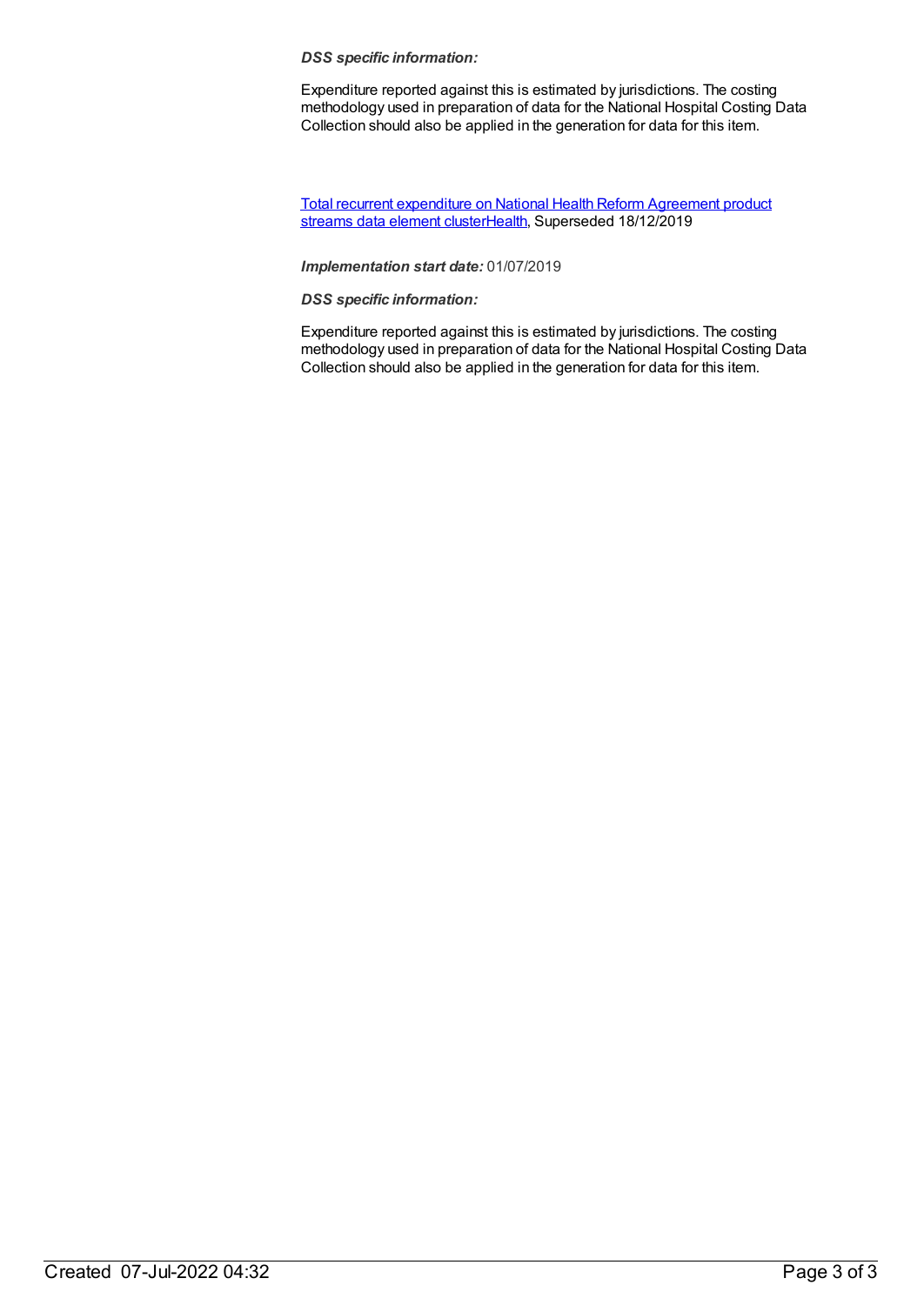*DSS specific information:*

Expenditure reported against this is estimated by jurisdictions. The costing methodology used in preparation of data for the National Hospital Costing Data Collection should also be applied in the generation for data for this item.

Total recurrent expenditure on National Health Reform Agreement product streams data element clusterHealth, Superseded 18/12/2019

***Implementation start date:*** 01/07/2019

*DSS specific information:*

Expenditure reported against this is estimated by jurisdictions. The costing methodology used in preparation of data for the National Hospital Costing Data Collection should also be applied in the generation for data for this item.